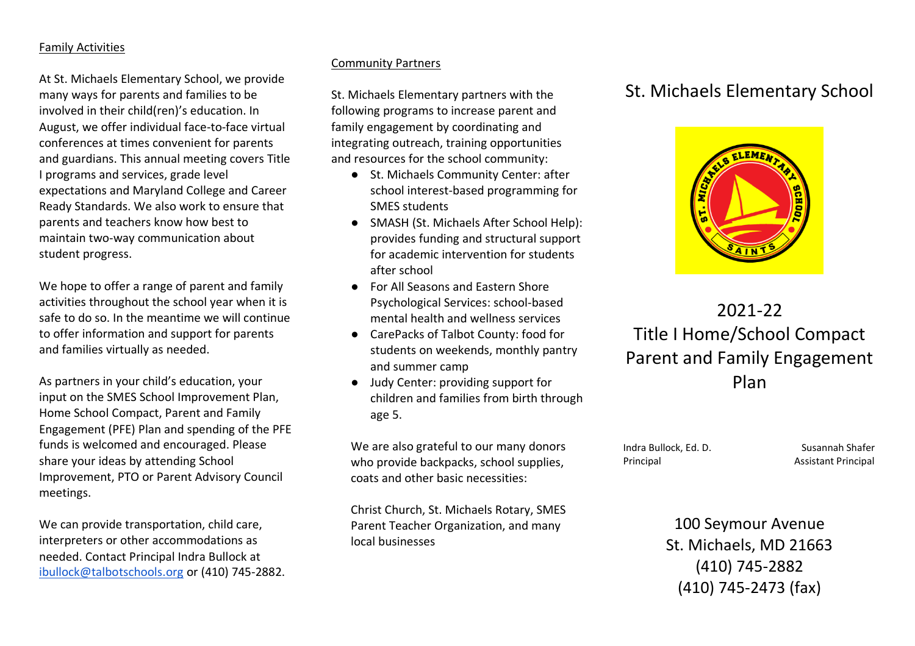## Family Activities

At St. Michaels Elementary School, we provide many ways for parents and families to be involved in their child(ren)'s education. In August, we offer individual face-to-face virtual conferences at times convenient for parents and guardians. This annual meeting covers Title I programs and services, grade level expectations and Maryland College and Career Ready Standards. We also work to ensure that parents and teachers know how best to maintain two-way communication about student progress.

We hope to offer a range of parent and family activities throughout the school year when it is safe to do so. In the meantime we will continue to offer information and support for parents and families virtually as needed.

As partners in your child's education, your input on the SMES School Improvement Plan, Home School Compact, Parent and Family Engagement (PFE) Plan and spending of the PFE funds is welcomed and encouraged. Please share your ideas by attending School Improvement, PTO or Parent Advisory Council meetings.

We can provide transportation, child care, interpreters or other accommodations as needed. Contact Principal Indra Bullock at [ibullock@talbotschools.org](mailto:ibullock@talbotschools.org) or (410) 745-2882.

## Community Partners

St. Michaels Elementary partners with the following programs to increase parent and family engagement by coordinating and integrating outreach, training opportunities and resources for the school community:

- St. Michaels Community Center: after school interest-based programming for SMES students
- SMASH (St. Michaels After School Help): provides funding and structural support for academic intervention for students after school
- For All Seasons and Eastern Shore Psychological Services: school-based mental health and wellness services
- CarePacks of Talbot County: food for students on weekends, monthly pantry and summer camp
- Judy Center: providing support for children and families from birth through age 5.

We are also grateful to our many donors who provide backpacks, school supplies, coats and other basic necessities:

Christ Church, St. Michaels Rotary, SMES Parent Teacher Organization, and many local businesses

# St. Michaels Elementary School

# 2021-22 Title I Home/School Compact Parent and Family Engagement Plan

Indra Bullock, Ed. D.
Principal

Susannah Shafer
Assistant Principal

100 Seymour Avenue
St. Michaels, MD 21663
(410) 745-2882
(410) 745-2473 (fax)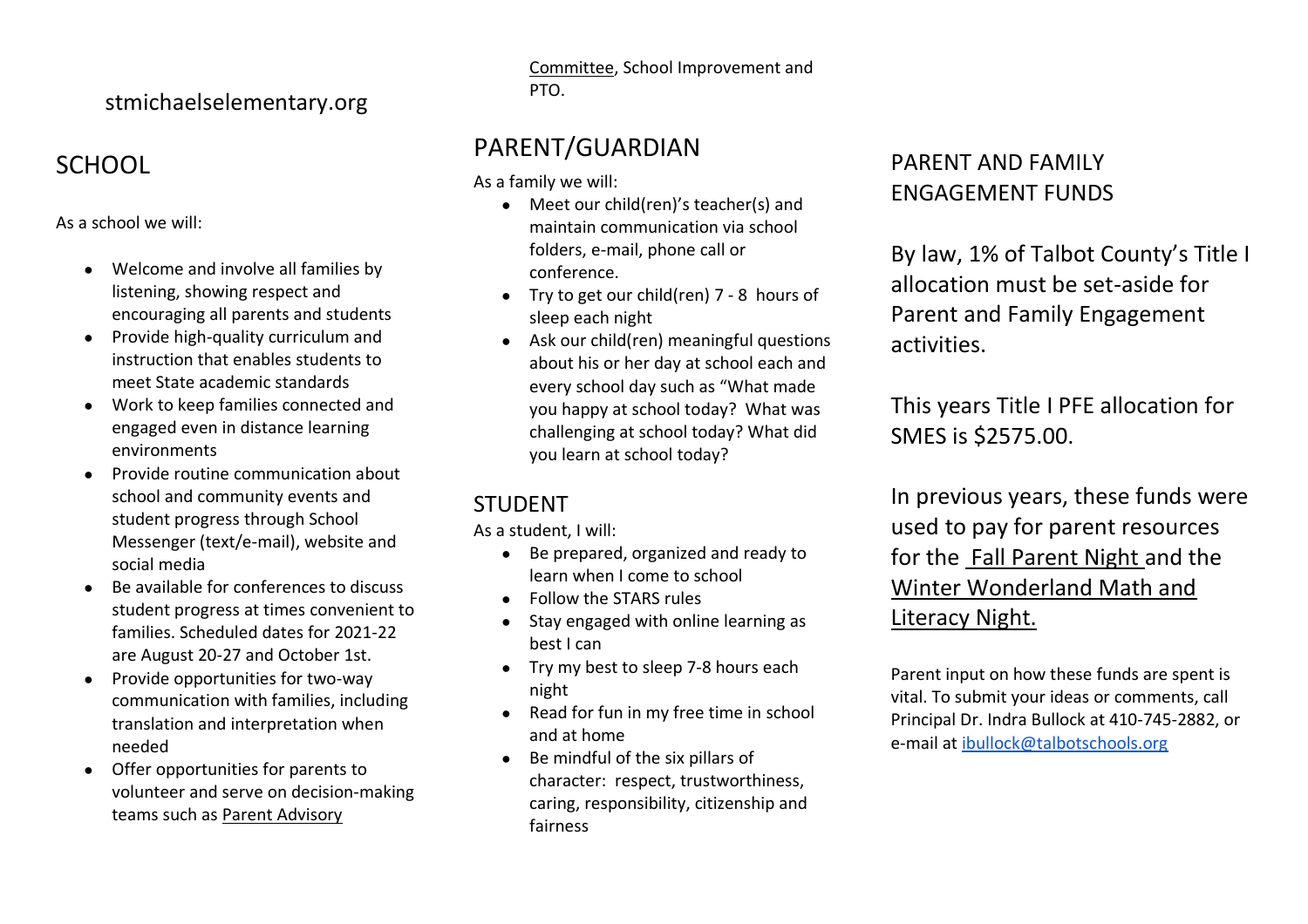stmichaelselementary.org

## SCHOOL

As a school we will:

- Welcome and involve all families by listening, showing respect and encouraging all parents and students
- Provide high-quality curriculum and instruction that enables students to meet State academic standards
- Work to keep families connected and engaged even in distance learning environments
- Provide routine communication about school and community events and student progress through School Messenger (text/e-mail), website and social media
- Be available for conferences to discuss student progress at times convenient to families. Scheduled dates for 2021-22 are August 20-27 and October 1st.
- Provide opportunities for two-way communication with families, including translation and interpretation when needed
- Offer opportunities for parents to volunteer and serve on decision-making teams such as Parent Advisory Committee, School Improvement and PTO.

## PARENT/GUARDIAN

As a family we will:

- Meet our child(ren)'s teacher(s) and maintain communication via school folders, e-mail, phone call or conference.
- Try to get our child(ren) 7 - 8 hours of sleep each night
- Ask our child(ren) meaningful questions about his or her day at school each and every school day such as "What made you happy at school today? What was challenging at school today? What did you learn at school today?

## STUDENT

As a student, I will:

- Be prepared, organized and ready to learn when I come to school
- Follow the STARS rules
- Stay engaged with online learning as best I can
- Try my best to sleep 7-8 hours each night
- Read for fun in my free time in school and at home
- Be mindful of the six pillars of character: respect, trustworthiness, caring, responsibility, citizenship and fairness

## PARENT AND FAMILY ENGAGEMENT FUNDS

By law, 1% of Talbot County's Title I allocation must be set-aside for Parent and Family Engagement activities.

This years Title I PFE allocation for SMES is $2575.00.

In previous years, these funds were used to pay for parent resources for the Fall Parent Night and the Winter Wonderland Math and Literacy Night.

Parent input on how these funds are spent is vital. To submit your ideas or comments, call Principal Dr. Indra Bullock at 410-745-2882, or e-mail at ibullock@talbotschools.org